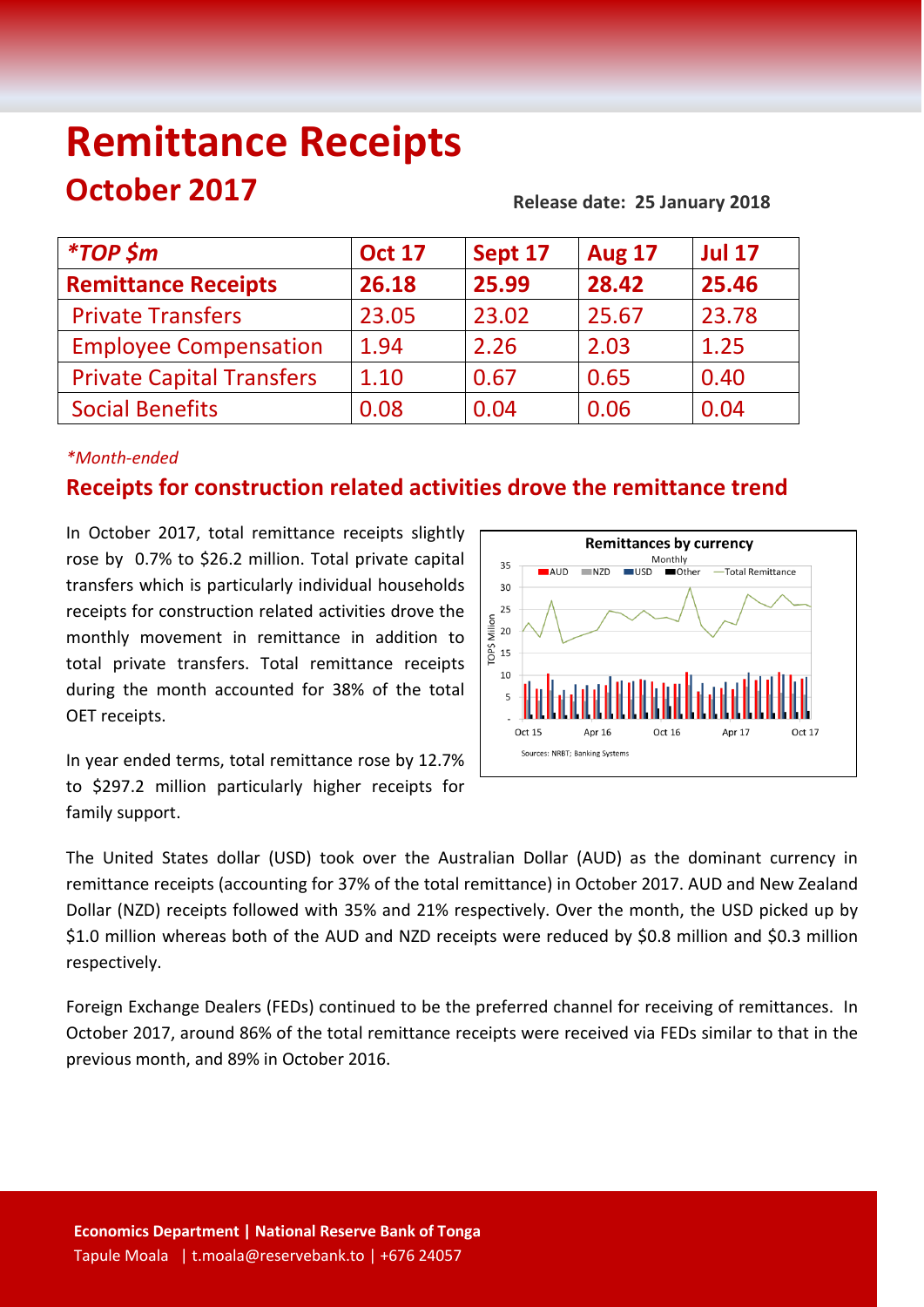# Remittance Receipts

## October 2017

**Release date: 25 January 2018**

| *TOP $m | Oct 17 | Sept 17 | Aug 17 | Jul 17 |
|---|---|---|---|---|
| **Remittance Receipts** | **26.18** | **25.99** | **28.42** | **25.46** |
| Private Transfers | 23.05 | 23.02 | 25.67 | 23.78 |
| Employee Compensation | 1.94 | 2.26 | 2.03 | 1.25 |
| Private Capital Transfers | 1.10 | 0.67 | 0.65 | 0.40 |
| Social Benefits | 0.08 | 0.04 | 0.06 | 0.04 |

*\*Month-ended*

## Receipts for construction related activities drove the remittance trend

In October 2017, total remittance receipts slightly rose by 0.7% to $26.2 million. Total private capital transfers which is particularly individual households receipts for construction related activities drove the monthly movement in remittance in addition to total private transfers. Total remittance receipts during the month accounted for 38% of the total OET receipts.

In year ended terms, total remittance rose by 12.7% to $297.2 million particularly higher receipts for family support.

The United States dollar (USD) took over the Australian Dollar (AUD) as the dominant currency in remittance receipts (accounting for 37% of the total remittance) in October 2017. AUD and New Zealand Dollar (NZD) receipts followed with 35% and 21% respectively. Over the month, the USD picked up by $1.0 million whereas both of the AUD and NZD receipts were reduced by $0.8 million and $0.3 million respectively.

Foreign Exchange Dealers (FEDs) continued to be the preferred channel for receiving of remittances. In October 2017, around 86% of the total remittance receipts were received via FEDs similar to that in the previous month, and 89% in October 2016.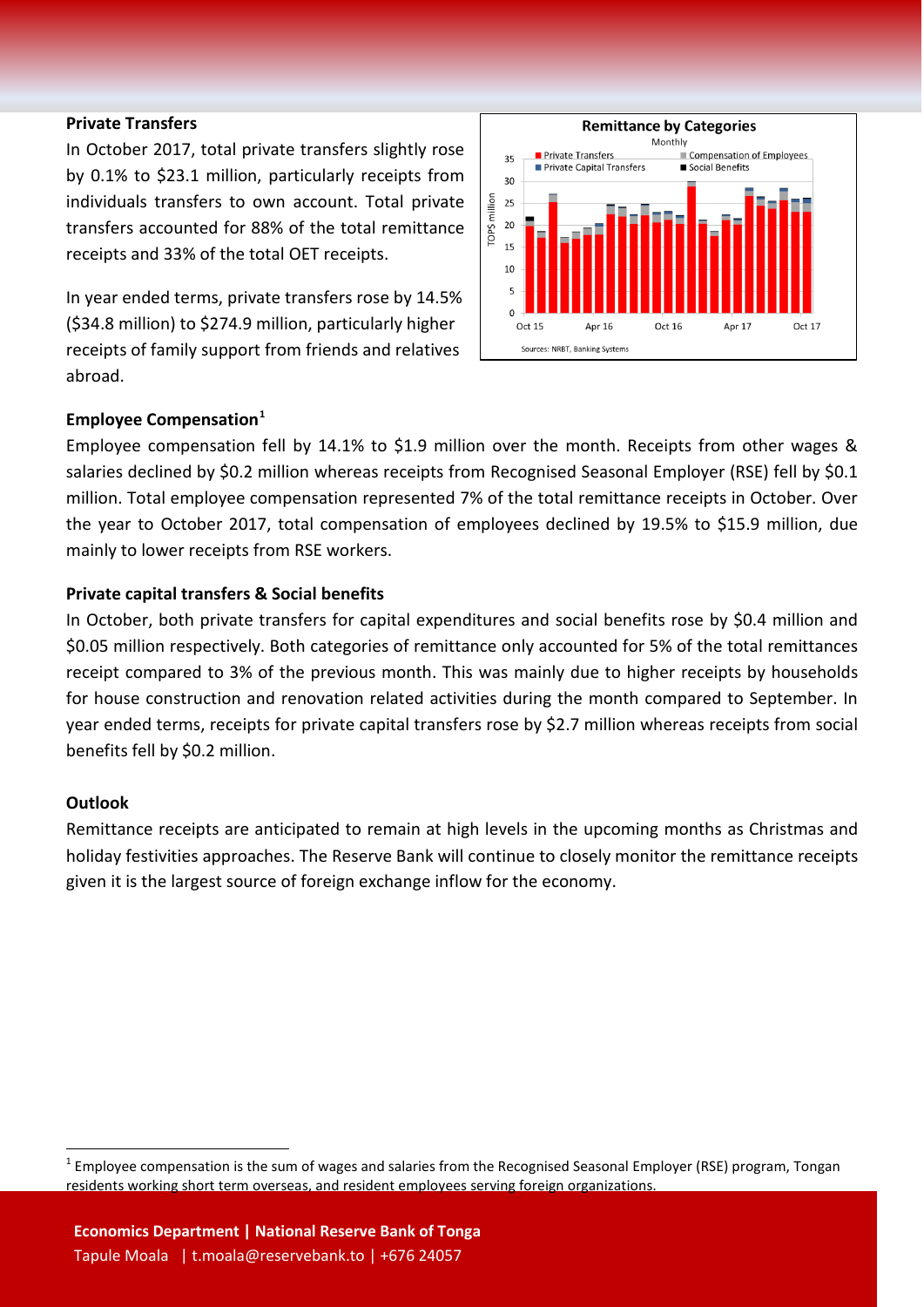## Private Transfers

In October 2017, total private transfers slightly rose by 0.1% to $23.1 million, particularly receipts from individuals transfers to own account. Total private transfers accounted for 88% of the total remittance receipts and 33% of the total OET receipts.

In year ended terms, private transfers rose by 14.5% ($34.8 million) to $274.9 million, particularly higher receipts of family support from friends and relatives abroad.

## Employee Compensation[1]

Employee compensation fell by 14.1% to $1.9 million over the month. Receipts from other wages & salaries declined by $0.2 million whereas receipts from Recognised Seasonal Employer (RSE) fell by $0.1 million. Total employee compensation represented 7% of the total remittance receipts in October. Over the year to October 2017, total compensation of employees declined by 19.5% to $15.9 million, due mainly to lower receipts from RSE workers.

## Private capital transfers & Social benefits

In October, both private transfers for capital expenditures and social benefits rose by $0.4 million and $0.05 million respectively. Both categories of remittance only accounted for 5% of the total remittances receipt compared to 3% of the previous month. This was mainly due to higher receipts by households for house construction and renovation related activities during the month compared to September. In year ended terms, receipts for private capital transfers rose by $2.7 million whereas receipts from social benefits fell by $0.2 million.

## Outlook

Remittance receipts are anticipated to remain at high levels in the upcoming months as Christmas and holiday festivities approaches. The Reserve Bank will continue to closely monitor the remittance receipts given it is the largest source of foreign exchange inflow for the economy.

[1] Employee compensation is the sum of wages and salaries from the Recognised Seasonal Employer (RSE) program, Tongan residents working short term overseas, and resident employees serving foreign organizations.

**Economics Department | National Reserve Bank of Tonga**
Tapule Moala | t.moala@reservebank.to | +676 24057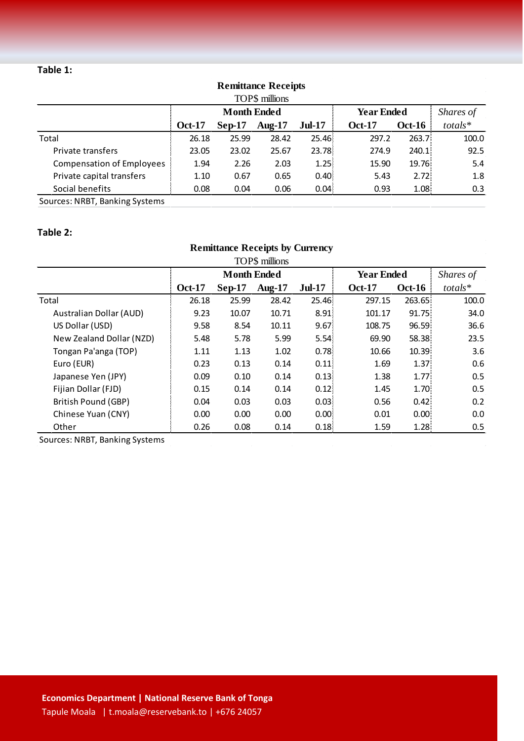**Table 1:**

**Remittance Receipts**
TOP$ millions

| | Month Ended | | | | Year Ended | | *Shares of* |
|---|---|---|---|---|---|---|---|
| | **Oct-17** | **Sep-17** | **Aug-17** | **Jul-17** | **Oct-17** | **Oct-16** | *totals\** |
| Total | 26.18 | 25.99 | 28.42 | 25.46 | 297.2 | 263.7 | 100.0 |
| Private transfers | 23.05 | 23.02 | 25.67 | 23.78 | 274.9 | 240.1 | 92.5 |
| Compensation of Employees | 1.94 | 2.26 | 2.03 | 1.25 | 15.90 | 19.76 | 5.4 |
| Private capital transfers | 1.10 | 0.67 | 0.65 | 0.40 | 5.43 | 2.72 | 1.8 |
| Social benefits | 0.08 | 0.04 | 0.06 | 0.04 | 0.93 | 1.08 | 0.3 |

Sources: NRBT, Banking Systems

**Table 2:**

**Remittance Receipts by Currency**
TOP$ millions

| | Month Ended | | | | Year Ended | | *Shares of* |
|---|---|---|---|---|---|---|---|
| | **Oct-17** | **Sep-17** | **Aug-17** | **Jul-17** | **Oct-17** | **Oct-16** | *totals\** |
| Total | 26.18 | 25.99 | 28.42 | 25.46 | 297.15 | 263.65 | 100.0 |
| Australian Dollar (AUD) | 9.23 | 10.07 | 10.71 | 8.91 | 101.17 | 91.75 | 34.0 |
| US Dollar (USD) | 9.58 | 8.54 | 10.11 | 9.67 | 108.75 | 96.59 | 36.6 |
| New Zealand Dollar (NZD) | 5.48 | 5.78 | 5.99 | 5.54 | 69.90 | 58.38 | 23.5 |
| Tongan Pa'anga (TOP) | 1.11 | 1.13 | 1.02 | 0.78 | 10.66 | 10.39 | 3.6 |
| Euro (EUR) | 0.23 | 0.13 | 0.14 | 0.11 | 1.69 | 1.37 | 0.6 |
| Japanese Yen (JPY) | 0.09 | 0.10 | 0.14 | 0.13 | 1.38 | 1.77 | 0.5 |
| Fijian Dollar (FJD) | 0.15 | 0.14 | 0.14 | 0.12 | 1.45 | 1.70 | 0.5 |
| British Pound (GBP) | 0.04 | 0.03 | 0.03 | 0.03 | 0.56 | 0.42 | 0.2 |
| Chinese Yuan (CNY) | 0.00 | 0.00 | 0.00 | 0.00 | 0.01 | 0.00 | 0.0 |
| Other | 0.26 | 0.08 | 0.14 | 0.18 | 1.59 | 1.28 | 0.5 |

Sources: NRBT, Banking Systems

**Economics Department | National Reserve Bank of Tonga**
Tapule Moala | t.moala@reservebank.to | +676 24057